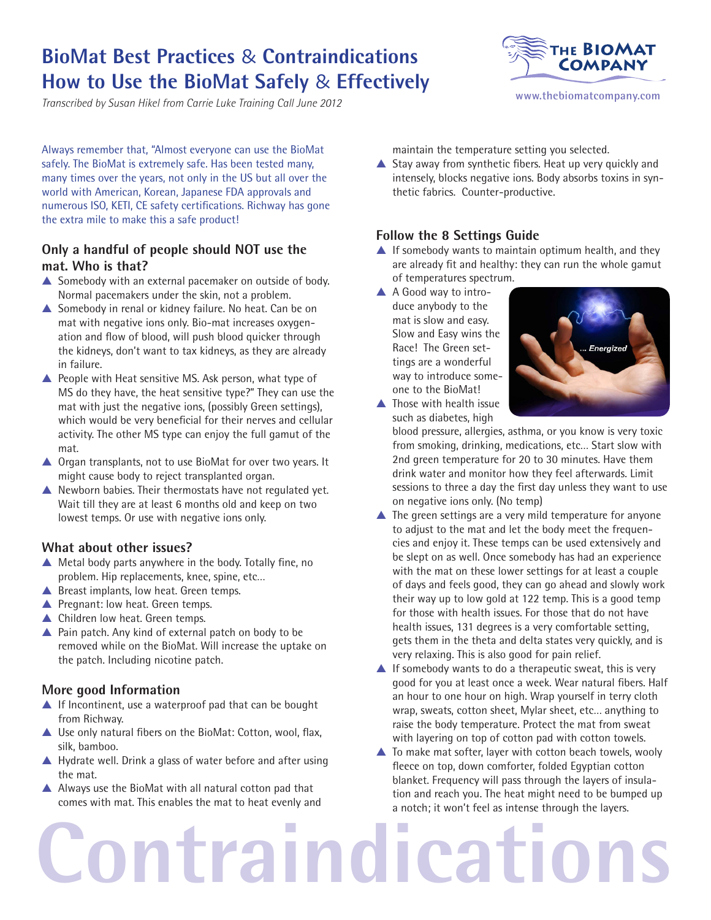# BioMat Best Practices & Contraindications
# How to Use the BioMat Safely & Effectively

*Transcribed by Susan Hikel from Carrie Luke Training Call June 2012*

THE BIOMAT COMPANY
www.thebiomatcompany.com

Always remember that, "Almost everyone can use the BioMat safely. The BioMat is extremely safe. Has been tested many, many times over the years, not only in the US but all over the world with American, Korean, Japanese FDA approvals and numerous ISO, KETI, CE safety certifications. Richway has gone the extra mile to make this a safe product!

## Only a handful of people should NOT use the mat. Who is that?

- Somebody with an external pacemaker on outside of body. Normal pacemakers under the skin, not a problem.
- Somebody in renal or kidney failure. No heat. Can be on mat with negative ions only. Bio-mat increases oxygenation and flow of blood, will push blood quicker through the kidneys, don't want to tax kidneys, as they are already in failure.
- People with Heat sensitive MS. Ask person, what type of MS do they have, the heat sensitive type?" They can use the mat with just the negative ions, (possibly Green settings), which would be very beneficial for their nerves and cellular activity. The other MS type can enjoy the full gamut of the mat.
- Organ transplants, not to use BioMat for over two years. It might cause body to reject transplanted organ.
- Newborn babies. Their thermostats have not regulated yet. Wait till they are at least 6 months old and keep on two lowest temps. Or use with negative ions only.

## What about other issues?

- Metal body parts anywhere in the body. Totally fine, no problem. Hip replacements, knee, spine, etc...
- Breast implants, low heat. Green temps.
- Pregnant: low heat. Green temps.
- Children low heat. Green temps.
- Pain patch. Any kind of external patch on body to be removed while on the BioMat. Will increase the uptake on the patch. Including nicotine patch.

## More good Information

- If Incontinent, use a waterproof pad that can be bought from Richway.
- Use only natural fibers on the BioMat: Cotton, wool, flax, silk, bamboo.
- Hydrate well. Drink a glass of water before and after using the mat.
- Always use the BioMat with all natural cotton pad that comes with mat. This enables the mat to heat evenly and maintain the temperature setting you selected.
- Stay away from synthetic fibers. Heat up very quickly and intensely, blocks negative ions. Body absorbs toxins in synthetic fabrics. Counter-productive.

## Follow the 8 Settings Guide

- If somebody wants to maintain optimum health, and they are already fit and healthy: they can run the whole gamut of temperatures spectrum.
- A Good way to introduce anybody to the mat is slow and easy. Slow and Easy wins the Race! The Green settings are a wonderful way to introduce someone to the BioMat!
- Those with health issue such as diabetes, high blood pressure, allergies, asthma, or you know is very toxic from smoking, drinking, medications, etc... Start slow with 2nd green temperature for 20 to 30 minutes. Have them drink water and monitor how they feel afterwards. Limit sessions to three a day the first day unless they want to use on negative ions only. (No temp)
- The green settings are a very mild temperature for anyone to adjust to the mat and let the body meet the frequencies and enjoy it. These temps can be used extensively and be slept on as well. Once somebody has had an experience with the mat on these lower settings for at least a couple of days and feels good, they can go ahead and slowly work their way up to low gold at 122 temp. This is a good temp for those with health issues. For those that do not have health issues, 131 degrees is a very comfortable setting, gets them in the theta and delta states very quickly, and is very relaxing. This is also good for pain relief.
- If somebody wants to do a therapeutic sweat, this is very good for you at least once a week. Wear natural fibers. Half an hour to one hour on high. Wrap yourself in terry cloth wrap, sweats, cotton sheet, Mylar sheet, etc... anything to raise the body temperature. Protect the mat from sweat with layering on top of cotton pad with cotton towels.
- To make mat softer, layer with cotton beach towels, wooly fleece on top, down comforter, folded Egyptian cotton blanket. Frequency will pass through the layers of insulation and reach you. The heat might need to be bumped up a notch; it won't feel as intense through the layers.

Contraindications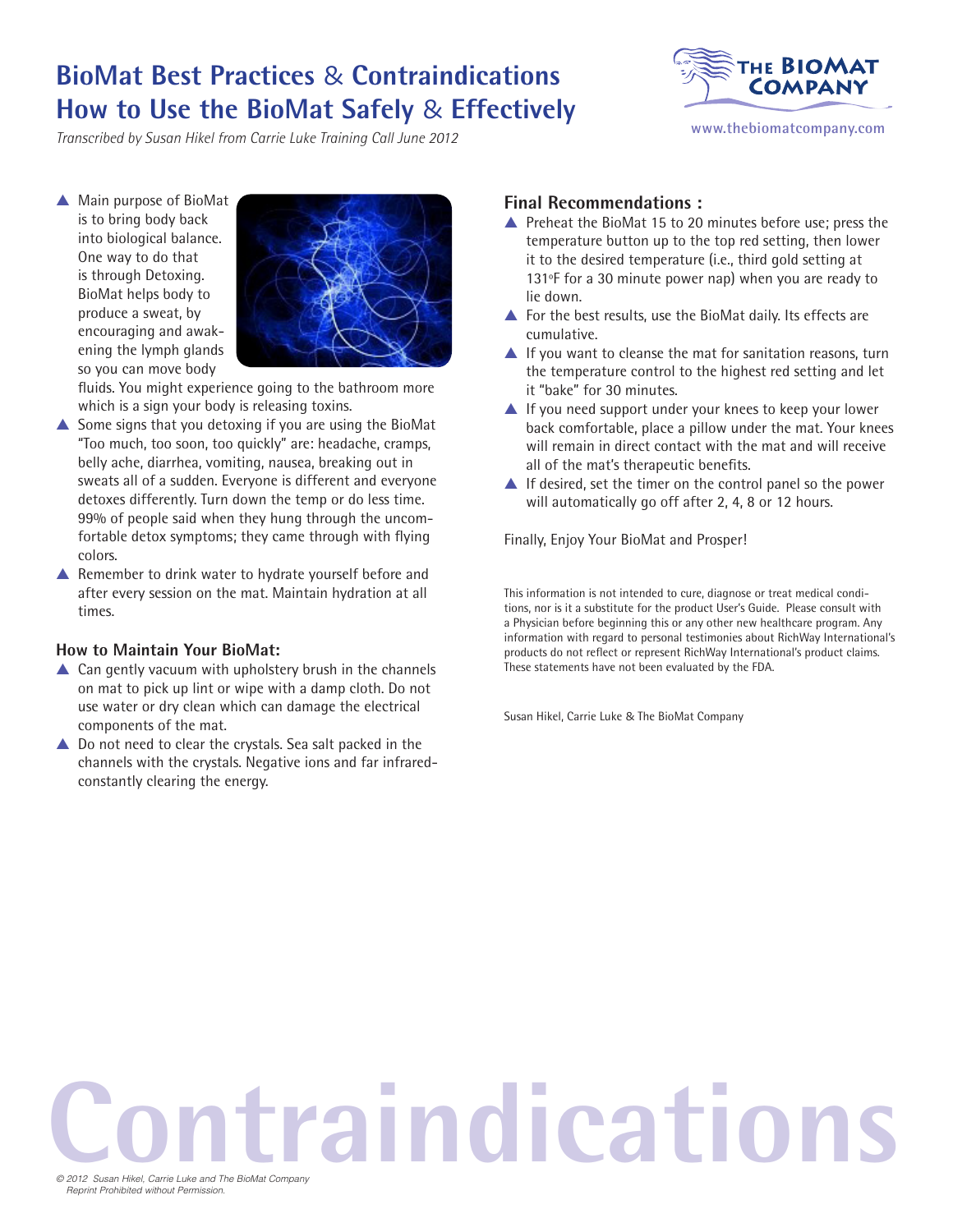# BioMat Best Practices & Contraindications
# How to Use the BioMat Safely & Effectively

*Transcribed by Susan Hikel from Carrie Luke Training Call June 2012*

www.thebiomatcompany.com

- Main purpose of BioMat is to bring body back into biological balance. One way to do that is through Detoxing. BioMat helps body to produce a sweat, by encouraging and awakening the lymph glands so you can move body fluids. You might experience going to the bathroom more which is a sign your body is releasing toxins.
- Some signs that you detoxing if you are using the BioMat "Too much, too soon, too quickly" are: headache, cramps, belly ache, diarrhea, vomiting, nausea, breaking out in sweats all of a sudden. Everyone is different and everyone detoxes differently. Turn down the temp or do less time. 99% of people said when they hung through the uncomfortable detox symptoms; they came through with flying colors.
- Remember to drink water to hydrate yourself before and after every session on the mat. Maintain hydration at all times.

### How to Maintain Your BioMat:

- Can gently vacuum with upholstery brush in the channels on mat to pick up lint or wipe with a damp cloth. Do not use water or dry clean which can damage the electrical components of the mat.
- Do not need to clear the crystals. Sea salt packed in the channels with the crystals. Negative ions and far infrared-constantly clearing the energy.

### Final Recommendations :

- Preheat the BioMat 15 to 20 minutes before use; press the temperature button up to the top red setting, then lower it to the desired temperature (i.e., third gold setting at 131ºF for a 30 minute power nap) when you are ready to lie down.
- For the best results, use the BioMat daily. Its effects are cumulative.
- If you want to cleanse the mat for sanitation reasons, turn the temperature control to the highest red setting and let it "bake" for 30 minutes.
- If you need support under your knees to keep your lower back comfortable, place a pillow under the mat. Your knees will remain in direct contact with the mat and will receive all of the mat's therapeutic benefits.
- If desired, set the timer on the control panel so the power will automatically go off after 2, 4, 8 or 12 hours.

Finally, Enjoy Your BioMat and Prosper!

This information is not intended to cure, diagnose or treat medical conditions, nor is it a substitute for the product User's Guide. Please consult with a Physician before beginning this or any other new healthcare program. Any information with regard to personal testimonies about RichWay International's products do not reflect or represent RichWay International's product claims. These statements have not been evaluated by the FDA.

Susan Hikel, Carrie Luke & The BioMat Company

# Contraindications

*© 2012 Susan Hikel, Carrie Luke and The BioMat Company*
*Reprint Prohibited without Permission.*